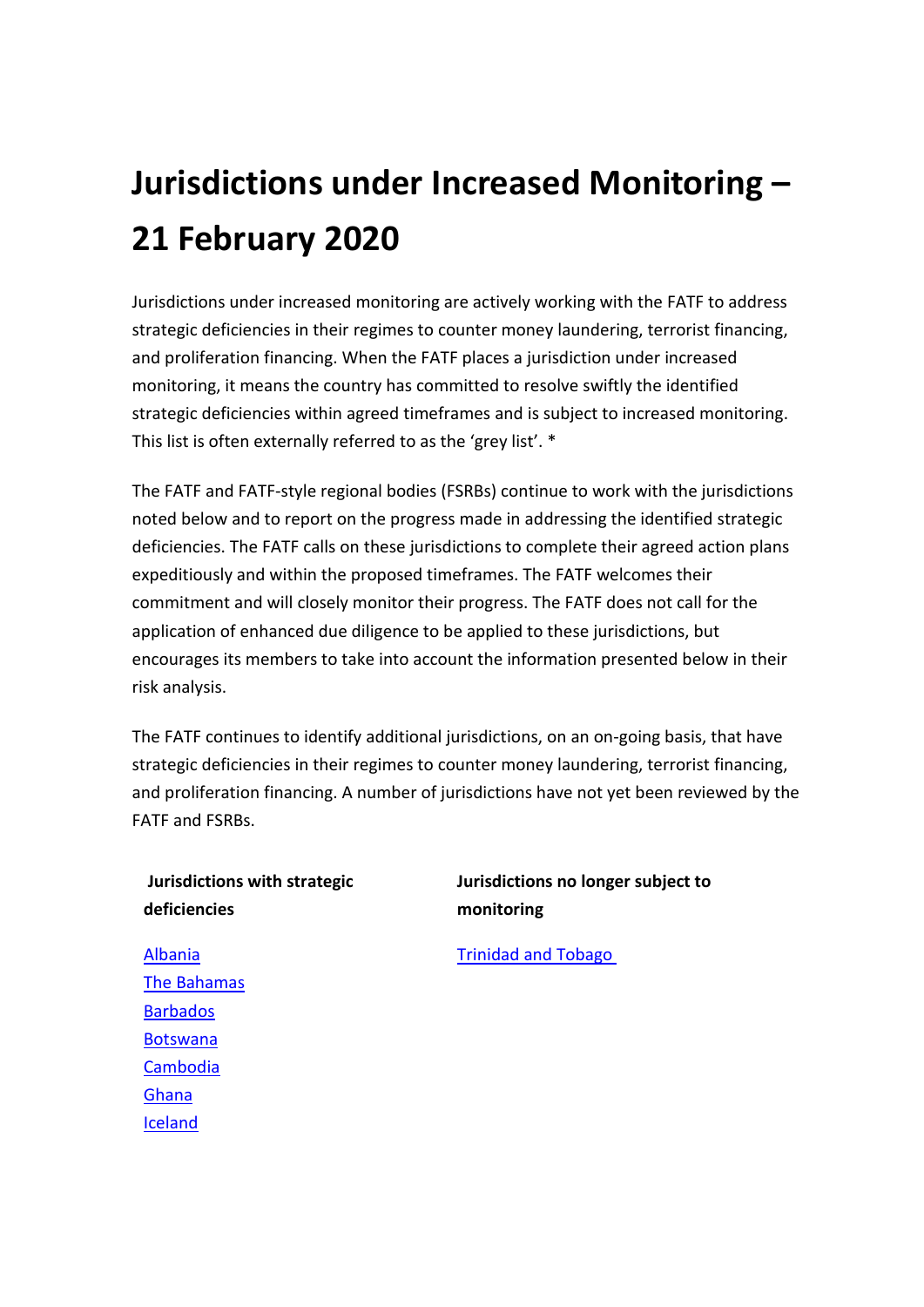# Jurisdictions under Increased Monitoring – 21 February 2020

Jurisdictions under increased monitoring are actively working with the FATF to address strategic deficiencies in their regimes to counter money laundering, terrorist financing, and proliferation financing. When the FATF places a jurisdiction under increased monitoring, it means the country has committed to resolve swiftly the identified strategic deficiencies within agreed timeframes and is subject to increased monitoring. This list is often externally referred to as the 'grey list'. *

The FATF and FATF-style regional bodies (FSRBs) continue to work with the jurisdictions noted below and to report on the progress made in addressing the identified strategic deficiencies. The FATF calls on these jurisdictions to complete their agreed action plans expeditiously and within the proposed timeframes. The FATF welcomes their commitment and will closely monitor their progress. The FATF does not call for the application of enhanced due diligence to be applied to these jurisdictions, but encourages its members to take into account the information presented below in their risk analysis.

The FATF continues to identify additional jurisdictions, on an on-going basis, that have strategic deficiencies in their regimes to counter money laundering, terrorist financing, and proliferation financing. A number of jurisdictions have not yet been reviewed by the FATF and FSRBs.

| Jurisdictions with strategic deficiencies | Jurisdictions no longer subject to monitoring |
|---|---|
| Albania | Trinidad and Tobago |
| The Bahamas | |
| Barbados | |
| Botswana | |
| Cambodia | |
| Ghana | |
| Iceland | |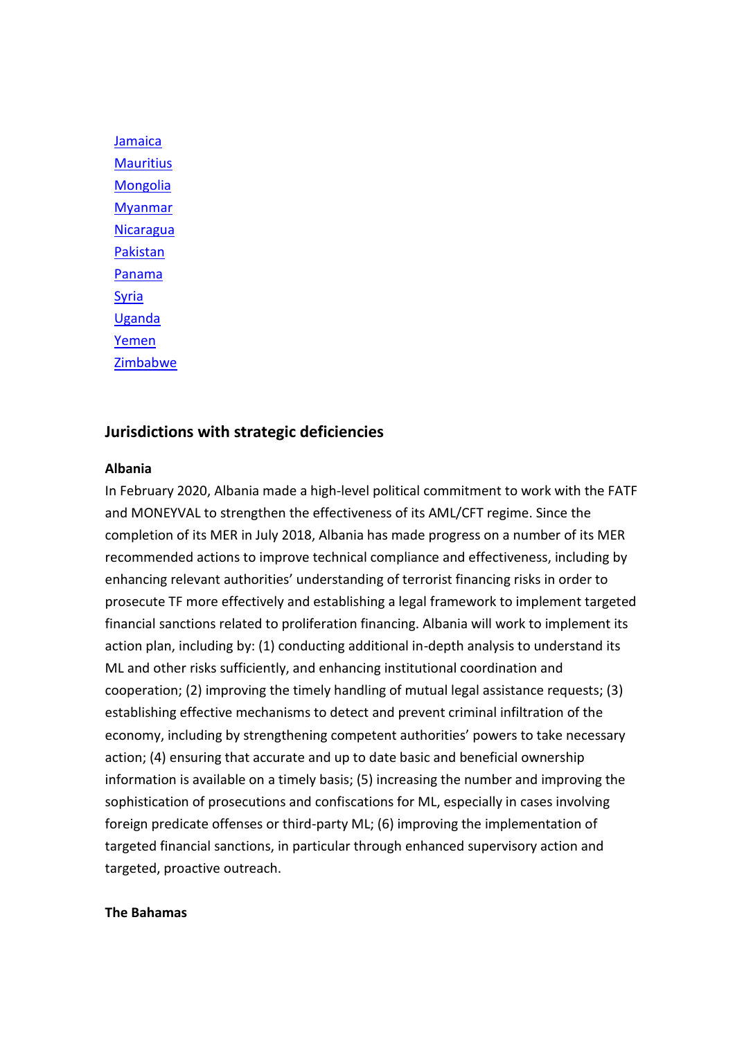- [Jamaica](#)
- [Mauritius](#)
- [Mongolia](#)
- [Myanmar](#)
- [Nicaragua](#)
- [Pakistan](#)
- [Panama](#)
- [Syria](#)
- [Uganda](#)
- [Yemen](#)
- [Zimbabwe](#)

## Jurisdictions with strategic deficiencies

### Albania

In February 2020, Albania made a high-level political commitment to work with the FATF and MONEYVAL to strengthen the effectiveness of its AML/CFT regime. Since the completion of its MER in July 2018, Albania has made progress on a number of its MER recommended actions to improve technical compliance and effectiveness, including by enhancing relevant authorities' understanding of terrorist financing risks in order to prosecute TF more effectively and establishing a legal framework to implement targeted financial sanctions related to proliferation financing. Albania will work to implement its action plan, including by: (1) conducting additional in-depth analysis to understand its ML and other risks sufficiently, and enhancing institutional coordination and cooperation; (2) improving the timely handling of mutual legal assistance requests; (3) establishing effective mechanisms to detect and prevent criminal infiltration of the economy, including by strengthening competent authorities' powers to take necessary action; (4) ensuring that accurate and up to date basic and beneficial ownership information is available on a timely basis; (5) increasing the number and improving the sophistication of prosecutions and confiscations for ML, especially in cases involving foreign predicate offenses or third-party ML; (6) improving the implementation of targeted financial sanctions, in particular through enhanced supervisory action and targeted, proactive outreach.

### The Bahamas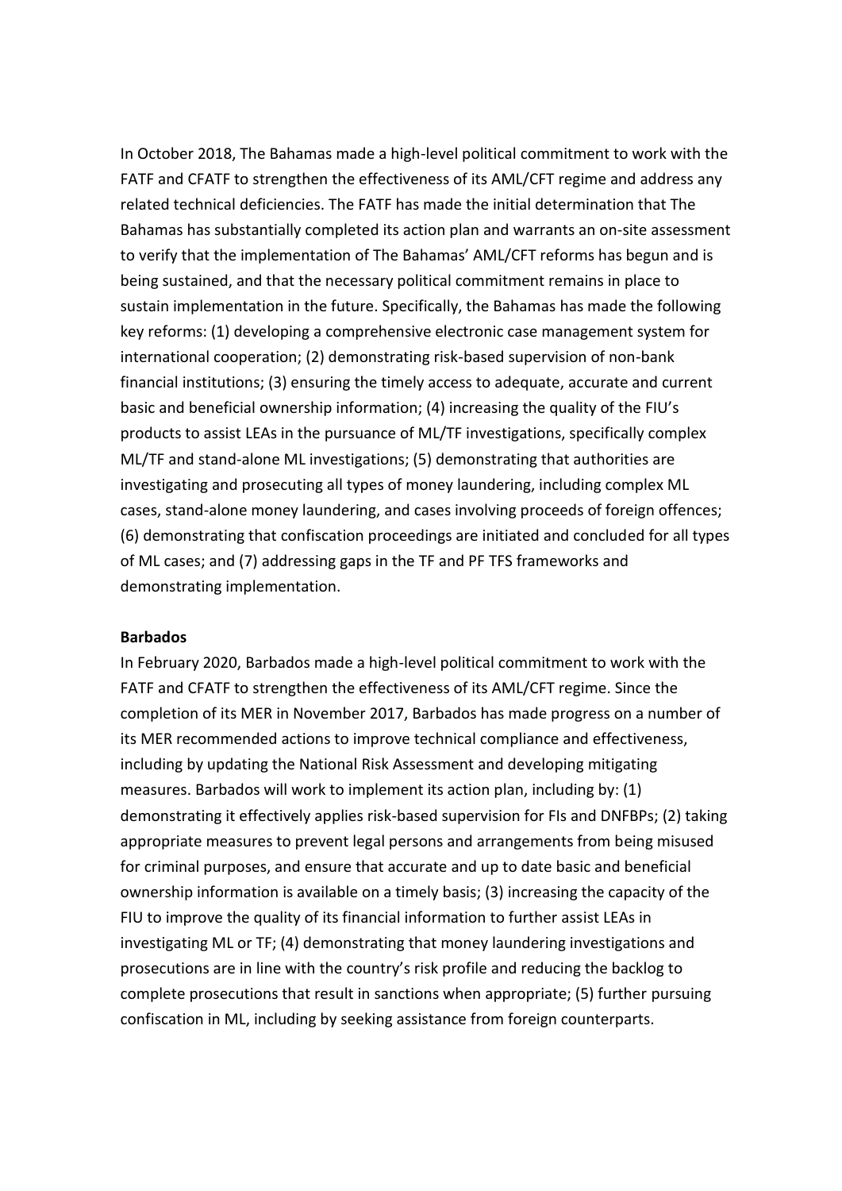In October 2018, The Bahamas made a high-level political commitment to work with the FATF and CFATF to strengthen the effectiveness of its AML/CFT regime and address any related technical deficiencies. The FATF has made the initial determination that The Bahamas has substantially completed its action plan and warrants an on-site assessment to verify that the implementation of The Bahamas' AML/CFT reforms has begun and is being sustained, and that the necessary political commitment remains in place to sustain implementation in the future. Specifically, the Bahamas has made the following key reforms: (1) developing a comprehensive electronic case management system for international cooperation; (2) demonstrating risk-based supervision of non-bank financial institutions; (3) ensuring the timely access to adequate, accurate and current basic and beneficial ownership information; (4) increasing the quality of the FIU's products to assist LEAs in the pursuance of ML/TF investigations, specifically complex ML/TF and stand-alone ML investigations; (5) demonstrating that authorities are investigating and prosecuting all types of money laundering, including complex ML cases, stand-alone money laundering, and cases involving proceeds of foreign offences; (6) demonstrating that confiscation proceedings are initiated and concluded for all types of ML cases; and (7) addressing gaps in the TF and PF TFS frameworks and demonstrating implementation.

**Barbados**

In February 2020, Barbados made a high-level political commitment to work with the FATF and CFATF to strengthen the effectiveness of its AML/CFT regime. Since the completion of its MER in November 2017, Barbados has made progress on a number of its MER recommended actions to improve technical compliance and effectiveness, including by updating the National Risk Assessment and developing mitigating measures. Barbados will work to implement its action plan, including by: (1) demonstrating it effectively applies risk-based supervision for FIs and DNFBPs; (2) taking appropriate measures to prevent legal persons and arrangements from being misused for criminal purposes, and ensure that accurate and up to date basic and beneficial ownership information is available on a timely basis; (3) increasing the capacity of the FIU to improve the quality of its financial information to further assist LEAs in investigating ML or TF; (4) demonstrating that money laundering investigations and prosecutions are in line with the country's risk profile and reducing the backlog to complete prosecutions that result in sanctions when appropriate; (5) further pursuing confiscation in ML, including by seeking assistance from foreign counterparts.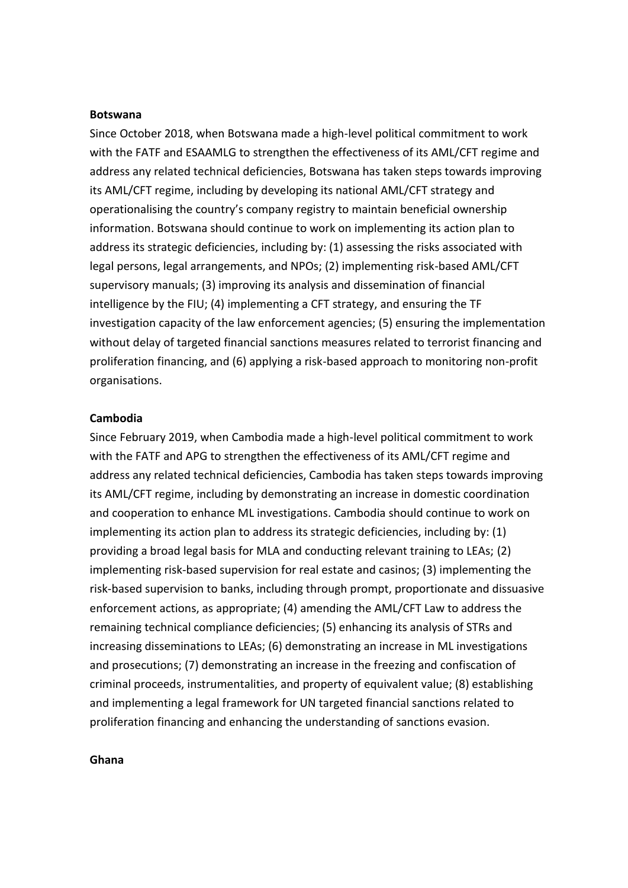**Botswana**

Since October 2018, when Botswana made a high-level political commitment to work with the FATF and ESAAMLG to strengthen the effectiveness of its AML/CFT regime and address any related technical deficiencies, Botswana has taken steps towards improving its AML/CFT regime, including by developing its national AML/CFT strategy and operationalising the country's company registry to maintain beneficial ownership information. Botswana should continue to work on implementing its action plan to address its strategic deficiencies, including by: (1) assessing the risks associated with legal persons, legal arrangements, and NPOs; (2) implementing risk-based AML/CFT supervisory manuals; (3) improving its analysis and dissemination of financial intelligence by the FIU; (4) implementing a CFT strategy, and ensuring the TF investigation capacity of the law enforcement agencies; (5) ensuring the implementation without delay of targeted financial sanctions measures related to terrorist financing and proliferation financing, and (6) applying a risk-based approach to monitoring non-profit organisations.

**Cambodia**

Since February 2019, when Cambodia made a high-level political commitment to work with the FATF and APG to strengthen the effectiveness of its AML/CFT regime and address any related technical deficiencies, Cambodia has taken steps towards improving its AML/CFT regime, including by demonstrating an increase in domestic coordination and cooperation to enhance ML investigations. Cambodia should continue to work on implementing its action plan to address its strategic deficiencies, including by: (1) providing a broad legal basis for MLA and conducting relevant training to LEAs; (2) implementing risk-based supervision for real estate and casinos; (3) implementing the risk-based supervision to banks, including through prompt, proportionate and dissuasive enforcement actions, as appropriate; (4) amending the AML/CFT Law to address the remaining technical compliance deficiencies; (5) enhancing its analysis of STRs and increasing disseminations to LEAs; (6) demonstrating an increase in ML investigations and prosecutions; (7) demonstrating an increase in the freezing and confiscation of criminal proceeds, instrumentalities, and property of equivalent value; (8) establishing and implementing a legal framework for UN targeted financial sanctions related to proliferation financing and enhancing the understanding of sanctions evasion.

**Ghana**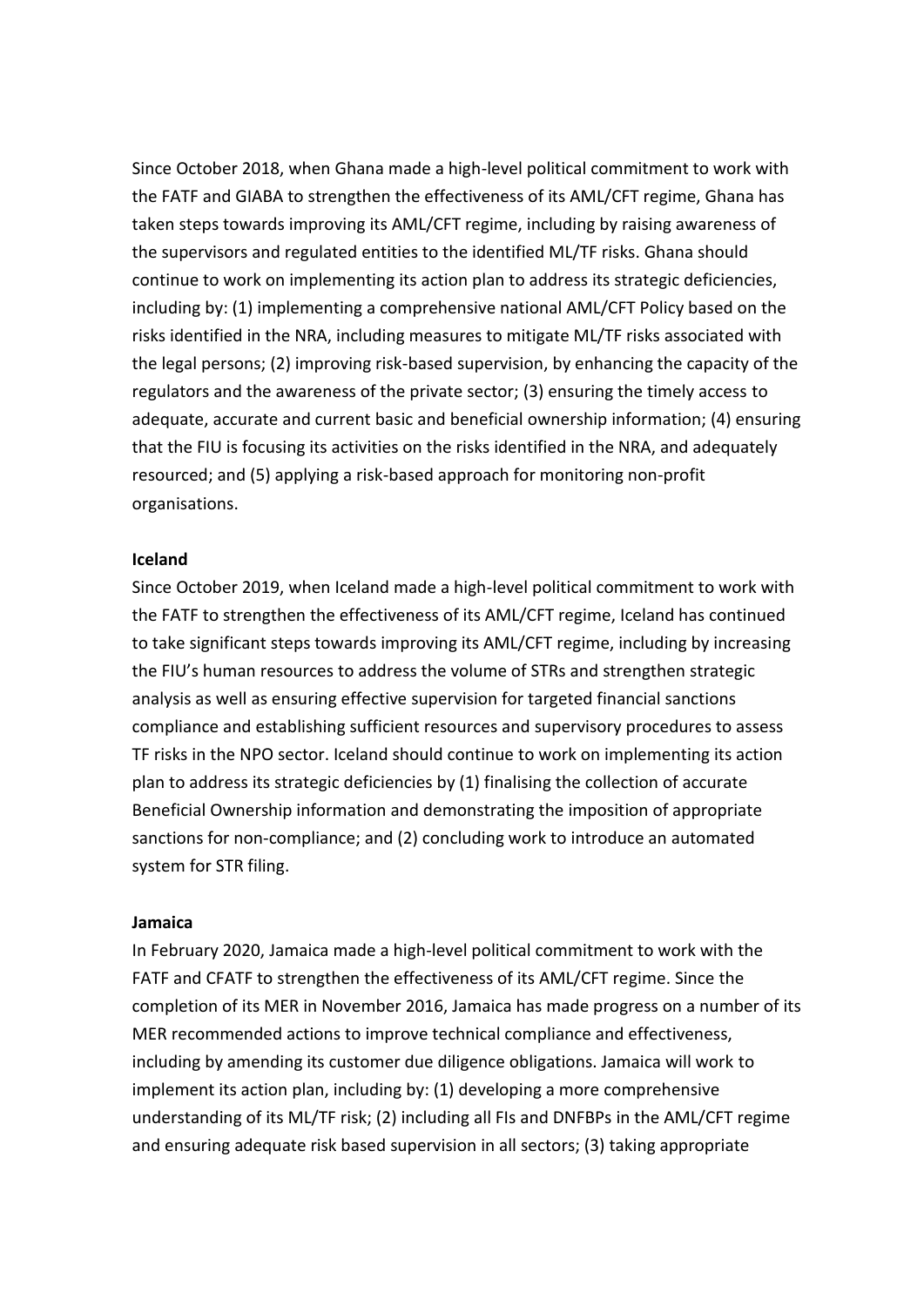Since October 2018, when Ghana made a high-level political commitment to work with the FATF and GIABA to strengthen the effectiveness of its AML/CFT regime, Ghana has taken steps towards improving its AML/CFT regime, including by raising awareness of the supervisors and regulated entities to the identified ML/TF risks. Ghana should continue to work on implementing its action plan to address its strategic deficiencies, including by: (1) implementing a comprehensive national AML/CFT Policy based on the risks identified in the NRA, including measures to mitigate ML/TF risks associated with the legal persons; (2) improving risk-based supervision, by enhancing the capacity of the regulators and the awareness of the private sector; (3) ensuring the timely access to adequate, accurate and current basic and beneficial ownership information; (4) ensuring that the FIU is focusing its activities on the risks identified in the NRA, and adequately resourced; and (5) applying a risk-based approach for monitoring non-profit organisations.

**Iceland**

Since October 2019, when Iceland made a high-level political commitment to work with the FATF to strengthen the effectiveness of its AML/CFT regime, Iceland has continued to take significant steps towards improving its AML/CFT regime, including by increasing the FIU's human resources to address the volume of STRs and strengthen strategic analysis as well as ensuring effective supervision for targeted financial sanctions compliance and establishing sufficient resources and supervisory procedures to assess TF risks in the NPO sector. Iceland should continue to work on implementing its action plan to address its strategic deficiencies by (1) finalising the collection of accurate Beneficial Ownership information and demonstrating the imposition of appropriate sanctions for non-compliance; and (2) concluding work to introduce an automated system for STR filing.

**Jamaica**

In February 2020, Jamaica made a high-level political commitment to work with the FATF and CFATF to strengthen the effectiveness of its AML/CFT regime. Since the completion of its MER in November 2016, Jamaica has made progress on a number of its MER recommended actions to improve technical compliance and effectiveness, including by amending its customer due diligence obligations. Jamaica will work to implement its action plan, including by: (1) developing a more comprehensive understanding of its ML/TF risk; (2) including all FIs and DNFBPs in the AML/CFT regime and ensuring adequate risk based supervision in all sectors; (3) taking appropriate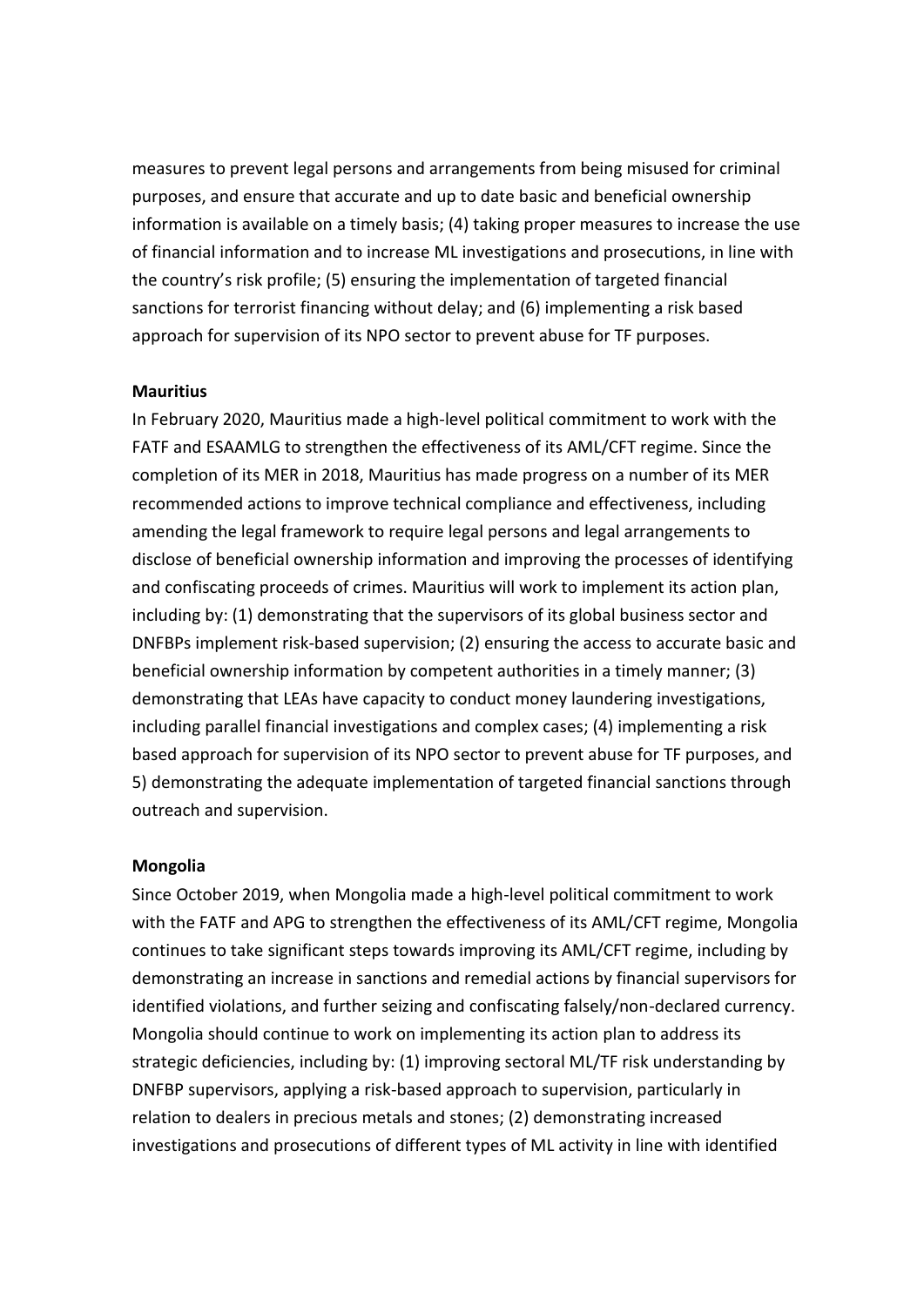measures to prevent legal persons and arrangements from being misused for criminal purposes, and ensure that accurate and up to date basic and beneficial ownership information is available on a timely basis; (4) taking proper measures to increase the use of financial information and to increase ML investigations and prosecutions, in line with the country's risk profile; (5) ensuring the implementation of targeted financial sanctions for terrorist financing without delay; and (6) implementing a risk based approach for supervision of its NPO sector to prevent abuse for TF purposes.

**Mauritius**

In February 2020, Mauritius made a high-level political commitment to work with the FATF and ESAAMLG to strengthen the effectiveness of its AML/CFT regime. Since the completion of its MER in 2018, Mauritius has made progress on a number of its MER recommended actions to improve technical compliance and effectiveness, including amending the legal framework to require legal persons and legal arrangements to disclose of beneficial ownership information and improving the processes of identifying and confiscating proceeds of crimes. Mauritius will work to implement its action plan, including by: (1) demonstrating that the supervisors of its global business sector and DNFBPs implement risk-based supervision; (2) ensuring the access to accurate basic and beneficial ownership information by competent authorities in a timely manner; (3) demonstrating that LEAs have capacity to conduct money laundering investigations, including parallel financial investigations and complex cases; (4) implementing a risk based approach for supervision of its NPO sector to prevent abuse for TF purposes, and 5) demonstrating the adequate implementation of targeted financial sanctions through outreach and supervision.

**Mongolia**

Since October 2019, when Mongolia made a high-level political commitment to work with the FATF and APG to strengthen the effectiveness of its AML/CFT regime, Mongolia continues to take significant steps towards improving its AML/CFT regime, including by demonstrating an increase in sanctions and remedial actions by financial supervisors for identified violations, and further seizing and confiscating falsely/non-declared currency. Mongolia should continue to work on implementing its action plan to address its strategic deficiencies, including by: (1) improving sectoral ML/TF risk understanding by DNFBP supervisors, applying a risk-based approach to supervision, particularly in relation to dealers in precious metals and stones; (2) demonstrating increased investigations and prosecutions of different types of ML activity in line with identified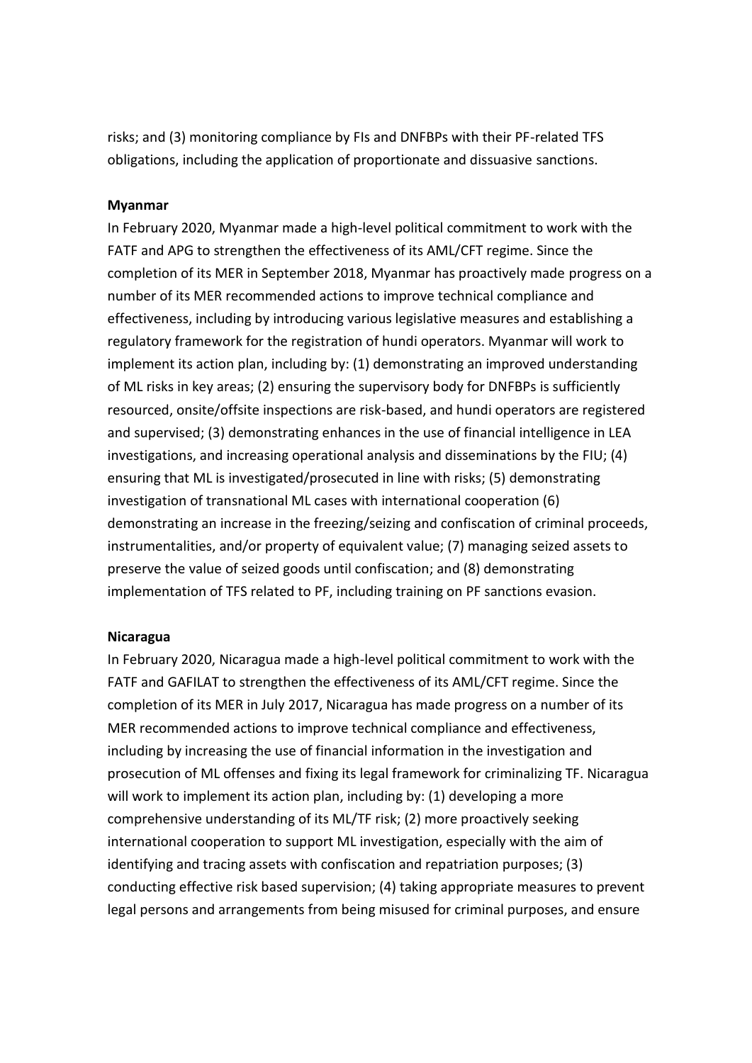risks; and (3) monitoring compliance by FIs and DNFBPs with their PF-related TFS obligations, including the application of proportionate and dissuasive sanctions.

**Myanmar**

In February 2020, Myanmar made a high-level political commitment to work with the FATF and APG to strengthen the effectiveness of its AML/CFT regime. Since the completion of its MER in September 2018, Myanmar has proactively made progress on a number of its MER recommended actions to improve technical compliance and effectiveness, including by introducing various legislative measures and establishing a regulatory framework for the registration of hundi operators. Myanmar will work to implement its action plan, including by: (1) demonstrating an improved understanding of ML risks in key areas; (2) ensuring the supervisory body for DNFBPs is sufficiently resourced, onsite/offsite inspections are risk-based, and hundi operators are registered and supervised; (3) demonstrating enhances in the use of financial intelligence in LEA investigations, and increasing operational analysis and disseminations by the FIU; (4) ensuring that ML is investigated/prosecuted in line with risks; (5) demonstrating investigation of transnational ML cases with international cooperation (6) demonstrating an increase in the freezing/seizing and confiscation of criminal proceeds, instrumentalities, and/or property of equivalent value; (7) managing seized assets to preserve the value of seized goods until confiscation; and (8) demonstrating implementation of TFS related to PF, including training on PF sanctions evasion.

**Nicaragua**

In February 2020, Nicaragua made a high-level political commitment to work with the FATF and GAFILAT to strengthen the effectiveness of its AML/CFT regime. Since the completion of its MER in July 2017, Nicaragua has made progress on a number of its MER recommended actions to improve technical compliance and effectiveness, including by increasing the use of financial information in the investigation and prosecution of ML offenses and fixing its legal framework for criminalizing TF. Nicaragua will work to implement its action plan, including by: (1) developing a more comprehensive understanding of its ML/TF risk; (2) more proactively seeking international cooperation to support ML investigation, especially with the aim of identifying and tracing assets with confiscation and repatriation purposes; (3) conducting effective risk based supervision; (4) taking appropriate measures to prevent legal persons and arrangements from being misused for criminal purposes, and ensure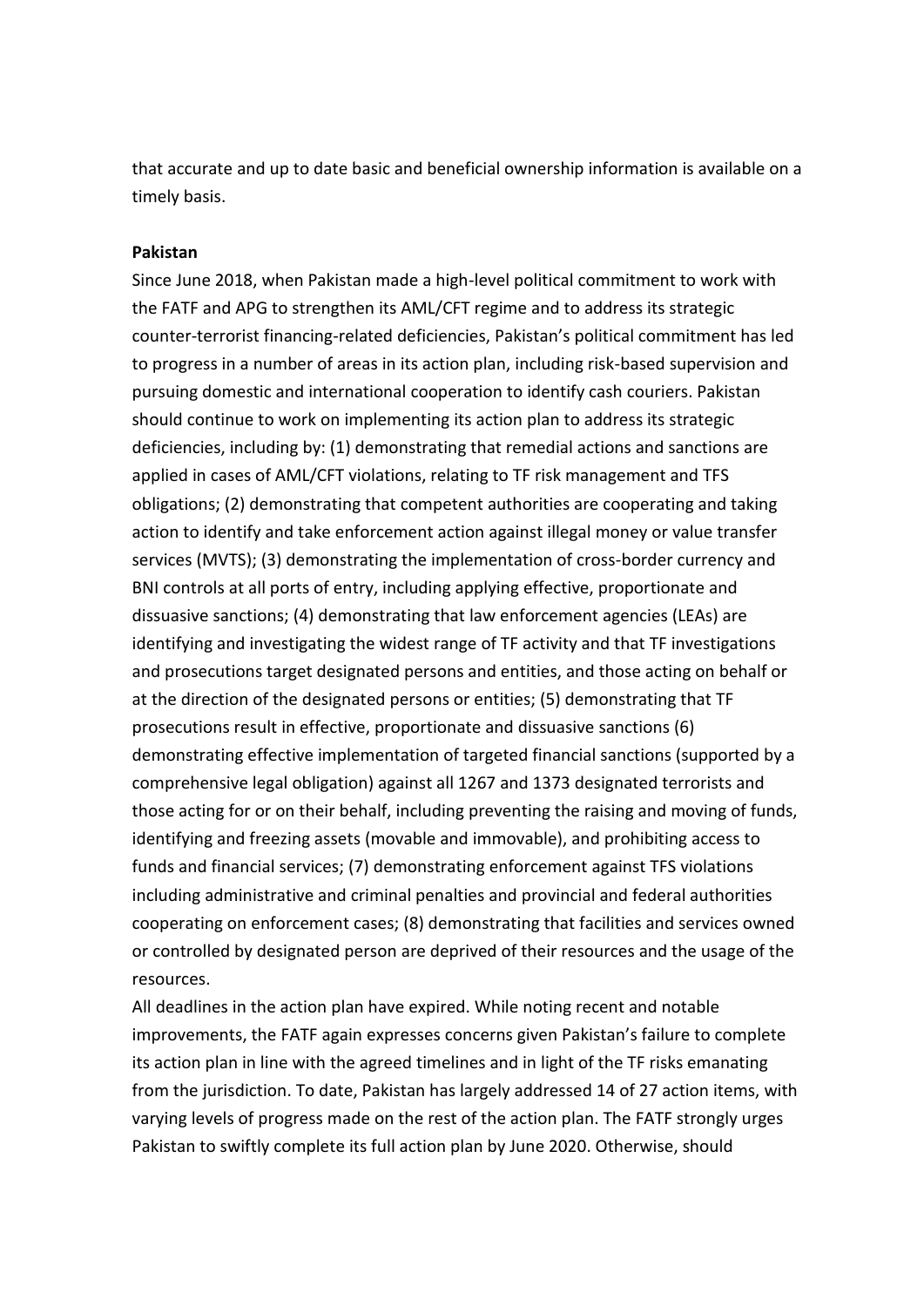that accurate and up to date basic and beneficial ownership information is available on a timely basis.

**Pakistan**

Since June 2018, when Pakistan made a high-level political commitment to work with the FATF and APG to strengthen its AML/CFT regime and to address its strategic counter-terrorist financing-related deficiencies, Pakistan's political commitment has led to progress in a number of areas in its action plan, including risk-based supervision and pursuing domestic and international cooperation to identify cash couriers. Pakistan should continue to work on implementing its action plan to address its strategic deficiencies, including by: (1) demonstrating that remedial actions and sanctions are applied in cases of AML/CFT violations, relating to TF risk management and TFS obligations; (2) demonstrating that competent authorities are cooperating and taking action to identify and take enforcement action against illegal money or value transfer services (MVTS); (3) demonstrating the implementation of cross-border currency and BNI controls at all ports of entry, including applying effective, proportionate and dissuasive sanctions; (4) demonstrating that law enforcement agencies (LEAs) are identifying and investigating the widest range of TF activity and that TF investigations and prosecutions target designated persons and entities, and those acting on behalf or at the direction of the designated persons or entities; (5) demonstrating that TF prosecutions result in effective, proportionate and dissuasive sanctions (6) demonstrating effective implementation of targeted financial sanctions (supported by a comprehensive legal obligation) against all 1267 and 1373 designated terrorists and those acting for or on their behalf, including preventing the raising and moving of funds, identifying and freezing assets (movable and immovable), and prohibiting access to funds and financial services; (7) demonstrating enforcement against TFS violations including administrative and criminal penalties and provincial and federal authorities cooperating on enforcement cases; (8) demonstrating that facilities and services owned or controlled by designated person are deprived of their resources and the usage of the resources.

All deadlines in the action plan have expired. While noting recent and notable improvements, the FATF again expresses concerns given Pakistan's failure to complete its action plan in line with the agreed timelines and in light of the TF risks emanating from the jurisdiction. To date, Pakistan has largely addressed 14 of 27 action items, with varying levels of progress made on the rest of the action plan. The FATF strongly urges Pakistan to swiftly complete its full action plan by June 2020. Otherwise, should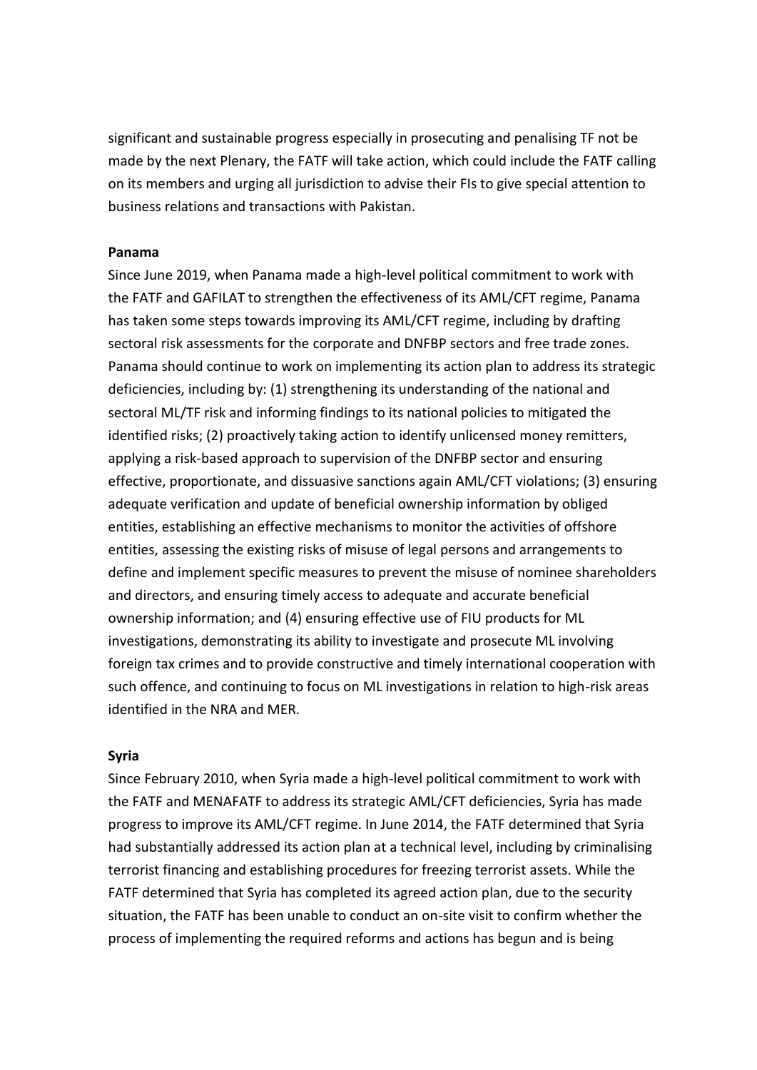significant and sustainable progress especially in prosecuting and penalising TF not be made by the next Plenary, the FATF will take action, which could include the FATF calling on its members and urging all jurisdiction to advise their FIs to give special attention to business relations and transactions with Pakistan.

**Panama**

Since June 2019, when Panama made a high-level political commitment to work with the FATF and GAFILAT to strengthen the effectiveness of its AML/CFT regime, Panama has taken some steps towards improving its AML/CFT regime, including by drafting sectoral risk assessments for the corporate and DNFBP sectors and free trade zones. Panama should continue to work on implementing its action plan to address its strategic deficiencies, including by: (1) strengthening its understanding of the national and sectoral ML/TF risk and informing findings to its national policies to mitigated the identified risks; (2) proactively taking action to identify unlicensed money remitters, applying a risk-based approach to supervision of the DNFBP sector and ensuring effective, proportionate, and dissuasive sanctions again AML/CFT violations; (3) ensuring adequate verification and update of beneficial ownership information by obliged entities, establishing an effective mechanisms to monitor the activities of offshore entities, assessing the existing risks of misuse of legal persons and arrangements to define and implement specific measures to prevent the misuse of nominee shareholders and directors, and ensuring timely access to adequate and accurate beneficial ownership information; and (4) ensuring effective use of FIU products for ML investigations, demonstrating its ability to investigate and prosecute ML involving foreign tax crimes and to provide constructive and timely international cooperation with such offence, and continuing to focus on ML investigations in relation to high-risk areas identified in the NRA and MER.

**Syria**

Since February 2010, when Syria made a high-level political commitment to work with the FATF and MENAFATF to address its strategic AML/CFT deficiencies, Syria has made progress to improve its AML/CFT regime. In June 2014, the FATF determined that Syria had substantially addressed its action plan at a technical level, including by criminalising terrorist financing and establishing procedures for freezing terrorist assets. While the FATF determined that Syria has completed its agreed action plan, due to the security situation, the FATF has been unable to conduct an on-site visit to confirm whether the process of implementing the required reforms and actions has begun and is being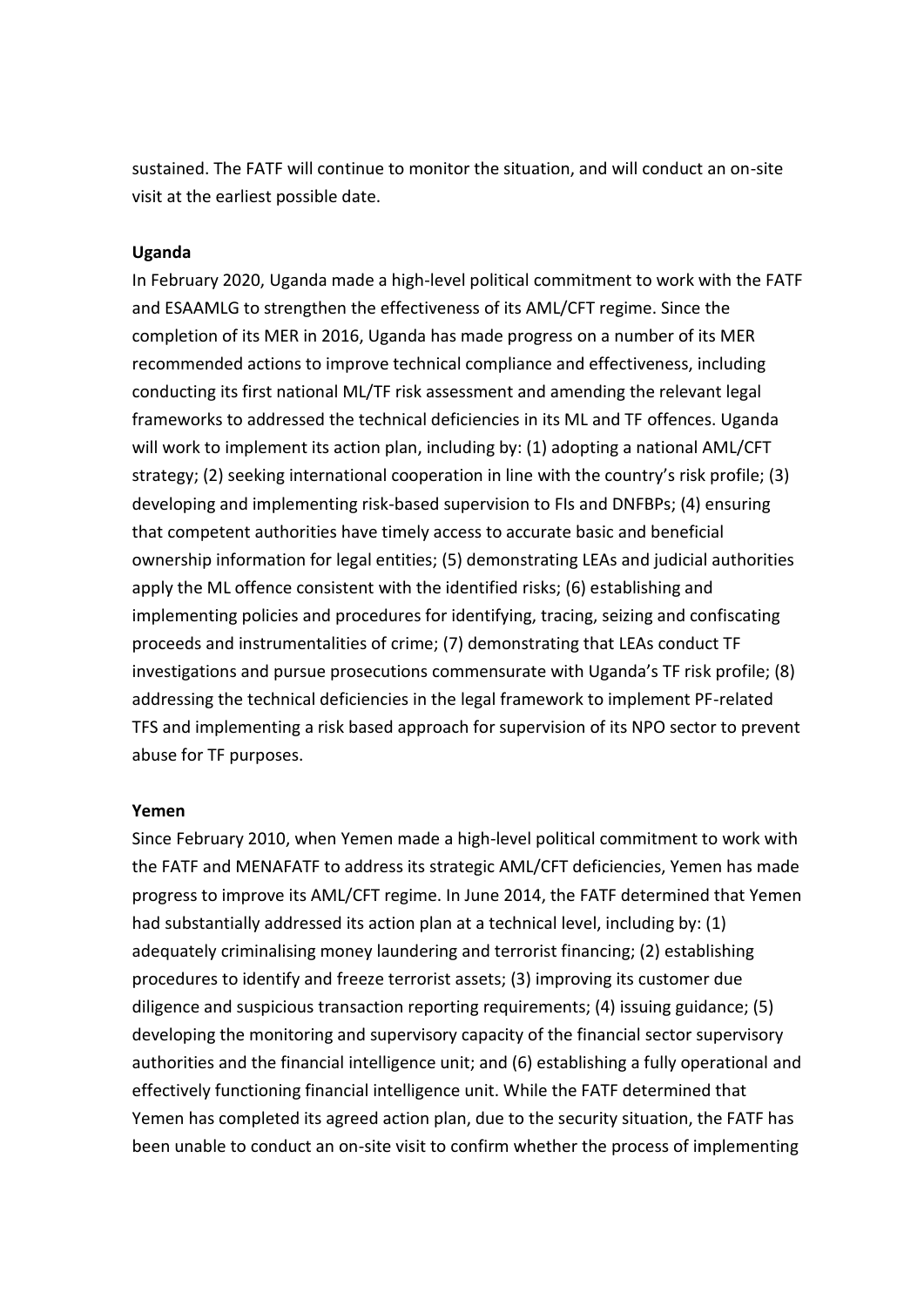sustained. The FATF will continue to monitor the situation, and will conduct an on-site visit at the earliest possible date.

**Uganda**

In February 2020, Uganda made a high-level political commitment to work with the FATF and ESAAMLG to strengthen the effectiveness of its AML/CFT regime. Since the completion of its MER in 2016, Uganda has made progress on a number of its MER recommended actions to improve technical compliance and effectiveness, including conducting its first national ML/TF risk assessment and amending the relevant legal frameworks to addressed the technical deficiencies in its ML and TF offences. Uganda will work to implement its action plan, including by: (1) adopting a national AML/CFT strategy; (2) seeking international cooperation in line with the country's risk profile; (3) developing and implementing risk-based supervision to FIs and DNFBPs; (4) ensuring that competent authorities have timely access to accurate basic and beneficial ownership information for legal entities; (5) demonstrating LEAs and judicial authorities apply the ML offence consistent with the identified risks; (6) establishing and implementing policies and procedures for identifying, tracing, seizing and confiscating proceeds and instrumentalities of crime; (7) demonstrating that LEAs conduct TF investigations and pursue prosecutions commensurate with Uganda's TF risk profile; (8) addressing the technical deficiencies in the legal framework to implement PF-related TFS and implementing a risk based approach for supervision of its NPO sector to prevent abuse for TF purposes.

**Yemen**

Since February 2010, when Yemen made a high-level political commitment to work with the FATF and MENAFATF to address its strategic AML/CFT deficiencies, Yemen has made progress to improve its AML/CFT regime. In June 2014, the FATF determined that Yemen had substantially addressed its action plan at a technical level, including by: (1) adequately criminalising money laundering and terrorist financing; (2) establishing procedures to identify and freeze terrorist assets; (3) improving its customer due diligence and suspicious transaction reporting requirements; (4) issuing guidance; (5) developing the monitoring and supervisory capacity of the financial sector supervisory authorities and the financial intelligence unit; and (6) establishing a fully operational and effectively functioning financial intelligence unit. While the FATF determined that Yemen has completed its agreed action plan, due to the security situation, the FATF has been unable to conduct an on-site visit to confirm whether the process of implementing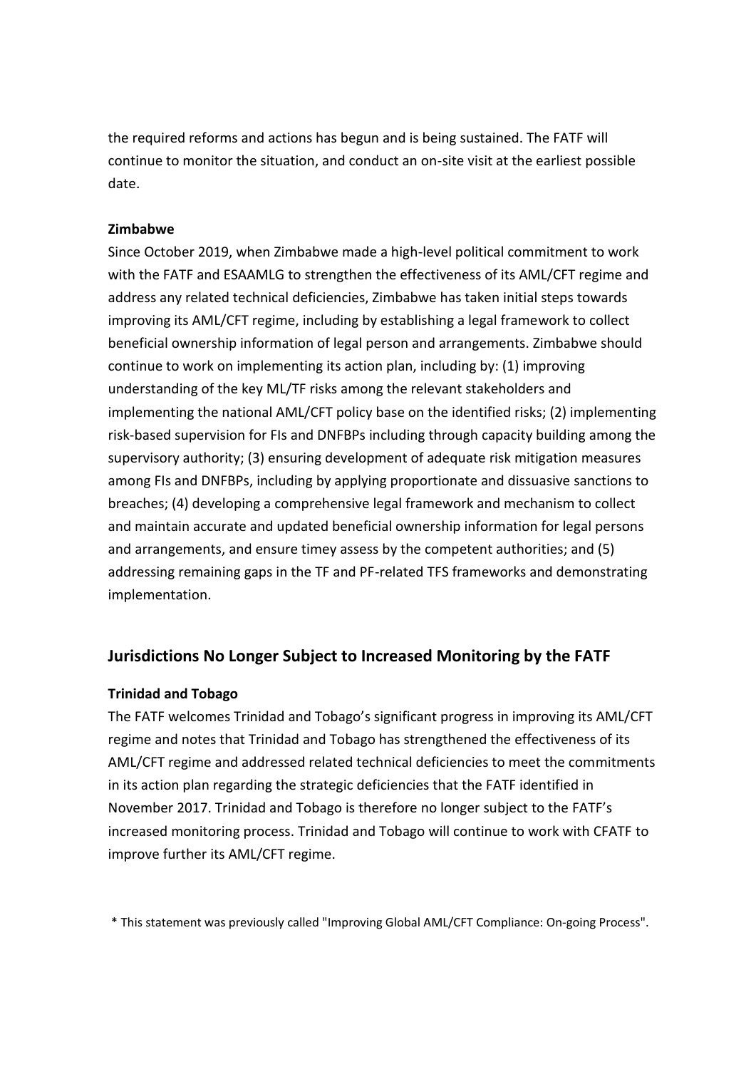the required reforms and actions has begun and is being sustained. The FATF will continue to monitor the situation, and conduct an on-site visit at the earliest possible date.

**Zimbabwe**

Since October 2019, when Zimbabwe made a high-level political commitment to work with the FATF and ESAAMLG to strengthen the effectiveness of its AML/CFT regime and address any related technical deficiencies, Zimbabwe has taken initial steps towards improving its AML/CFT regime, including by establishing a legal framework to collect beneficial ownership information of legal person and arrangements. Zimbabwe should continue to work on implementing its action plan, including by: (1) improving understanding of the key ML/TF risks among the relevant stakeholders and implementing the national AML/CFT policy base on the identified risks; (2) implementing risk-based supervision for FIs and DNFBPs including through capacity building among the supervisory authority; (3) ensuring development of adequate risk mitigation measures among FIs and DNFBPs, including by applying proportionate and dissuasive sanctions to breaches; (4) developing a comprehensive legal framework and mechanism to collect and maintain accurate and updated beneficial ownership information for legal persons and arrangements, and ensure timey assess by the competent authorities; and (5) addressing remaining gaps in the TF and PF-related TFS frameworks and demonstrating implementation.

## Jurisdictions No Longer Subject to Increased Monitoring by the FATF

**Trinidad and Tobago**

The FATF welcomes Trinidad and Tobago's significant progress in improving its AML/CFT regime and notes that Trinidad and Tobago has strengthened the effectiveness of its AML/CFT regime and addressed related technical deficiencies to meet the commitments in its action plan regarding the strategic deficiencies that the FATF identified in November 2017. Trinidad and Tobago is therefore no longer subject to the FATF's increased monitoring process. Trinidad and Tobago will continue to work with CFATF to improve further its AML/CFT regime.

* This statement was previously called "Improving Global AML/CFT Compliance: On-going Process".